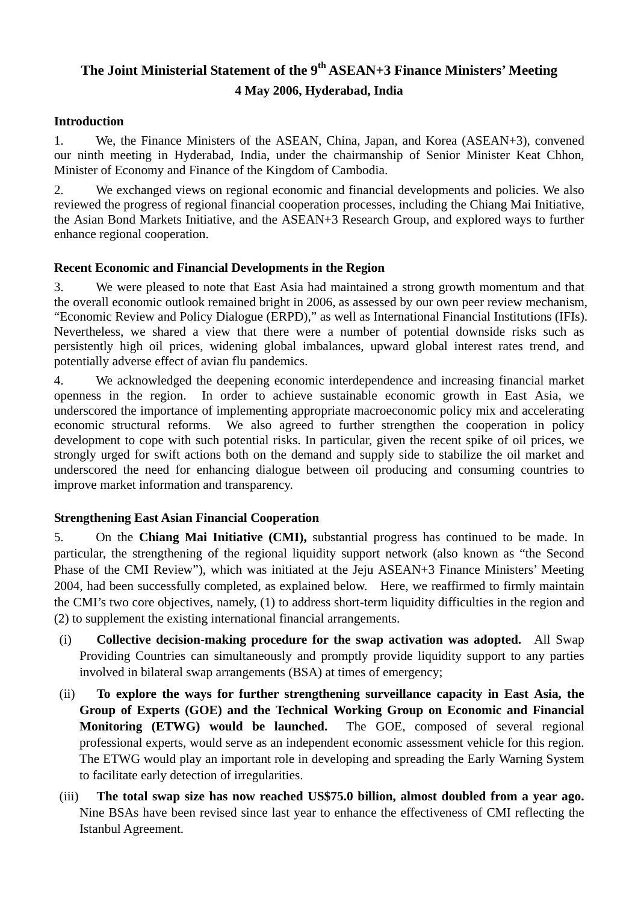# The Joint Ministerial Statement of the 9th ASEAN+3 Finance Ministers' Meeting

**4 May 2006, Hyderabad, India**

## Introduction

1. We, the Finance Ministers of the ASEAN, China, Japan, and Korea (ASEAN+3), convened our ninth meeting in Hyderabad, India, under the chairmanship of Senior Minister Keat Chhon, Minister of Economy and Finance of the Kingdom of Cambodia.

2. We exchanged views on regional economic and financial developments and policies. We also reviewed the progress of regional financial cooperation processes, including the Chiang Mai Initiative, the Asian Bond Markets Initiative, and the ASEAN+3 Research Group, and explored ways to further enhance regional cooperation.

## Recent Economic and Financial Developments in the Region

3. We were pleased to note that East Asia had maintained a strong growth momentum and that the overall economic outlook remained bright in 2006, as assessed by our own peer review mechanism, "Economic Review and Policy Dialogue (ERPD)," as well as International Financial Institutions (IFIs). Nevertheless, we shared a view that there were a number of potential downside risks such as persistently high oil prices, widening global imbalances, upward global interest rates trend, and potentially adverse effect of avian flu pandemics.

4. We acknowledged the deepening economic interdependence and increasing financial market openness in the region. In order to achieve sustainable economic growth in East Asia, we underscored the importance of implementing appropriate macroeconomic policy mix and accelerating economic structural reforms. We also agreed to further strengthen the cooperation in policy development to cope with such potential risks. In particular, given the recent spike of oil prices, we strongly urged for swift actions both on the demand and supply side to stabilize the oil market and underscored the need for enhancing dialogue between oil producing and consuming countries to improve market information and transparency.

## Strengthening East Asian Financial Cooperation

5. On the **Chiang Mai Initiative (CMI),** substantial progress has continued to be made. In particular, the strengthening of the regional liquidity support network (also known as "the Second Phase of the CMI Review"), which was initiated at the Jeju ASEAN+3 Finance Ministers' Meeting 2004, had been successfully completed, as explained below. Here, we reaffirmed to firmly maintain the CMI's two core objectives, namely, (1) to address short-term liquidity difficulties in the region and (2) to supplement the existing international financial arrangements.

(i) **Collective decision-making procedure for the swap activation was adopted.** All Swap Providing Countries can simultaneously and promptly provide liquidity support to any parties involved in bilateral swap arrangements (BSA) at times of emergency;

(ii) **To explore the ways for further strengthening surveillance capacity in East Asia, the Group of Experts (GOE) and the Technical Working Group on Economic and Financial Monitoring (ETWG) would be launched.** The GOE, composed of several regional professional experts, would serve as an independent economic assessment vehicle for this region. The ETWG would play an important role in developing and spreading the Early Warning System to facilitate early detection of irregularities.

(iii) **The total swap size has now reached US$75.0 billion, almost doubled from a year ago.** Nine BSAs have been revised since last year to enhance the effectiveness of CMI reflecting the Istanbul Agreement.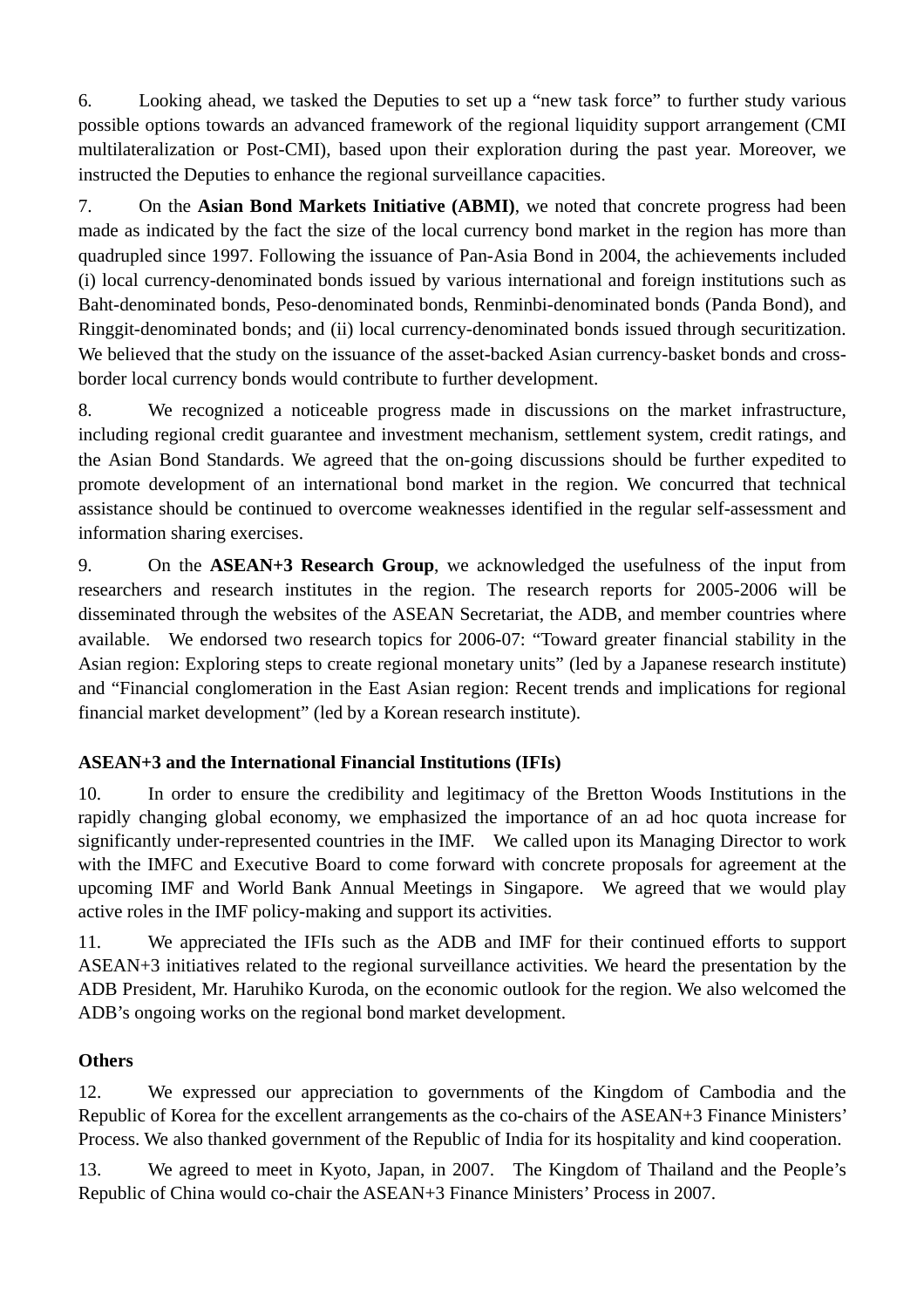6. Looking ahead, we tasked the Deputies to set up a "new task force" to further study various possible options towards an advanced framework of the regional liquidity support arrangement (CMI multilateralization or Post-CMI), based upon their exploration during the past year. Moreover, we instructed the Deputies to enhance the regional surveillance capacities.

7. On the **Asian Bond Markets Initiative (ABMI)**, we noted that concrete progress had been made as indicated by the fact the size of the local currency bond market in the region has more than quadrupled since 1997. Following the issuance of Pan-Asia Bond in 2004, the achievements included (i) local currency-denominated bonds issued by various international and foreign institutions such as Baht-denominated bonds, Peso-denominated bonds, Renminbi-denominated bonds (Panda Bond), and Ringgit-denominated bonds; and (ii) local currency-denominated bonds issued through securitization. We believed that the study on the issuance of the asset-backed Asian currency-basket bonds and cross-border local currency bonds would contribute to further development.

8. We recognized a noticeable progress made in discussions on the market infrastructure, including regional credit guarantee and investment mechanism, settlement system, credit ratings, and the Asian Bond Standards. We agreed that the on-going discussions should be further expedited to promote development of an international bond market in the region. We concurred that technical assistance should be continued to overcome weaknesses identified in the regular self-assessment and information sharing exercises.

9. On the **ASEAN+3 Research Group**, we acknowledged the usefulness of the input from researchers and research institutes in the region. The research reports for 2005-2006 will be disseminated through the websites of the ASEAN Secretariat, the ADB, and member countries where available. We endorsed two research topics for 2006-07: "Toward greater financial stability in the Asian region: Exploring steps to create regional monetary units" (led by a Japanese research institute) and "Financial conglomeration in the East Asian region: Recent trends and implications for regional financial market development" (led by a Korean research institute).

**ASEAN+3 and the International Financial Institutions (IFIs)**

10. In order to ensure the credibility and legitimacy of the Bretton Woods Institutions in the rapidly changing global economy, we emphasized the importance of an ad hoc quota increase for significantly under-represented countries in the IMF. We called upon its Managing Director to work with the IMFC and Executive Board to come forward with concrete proposals for agreement at the upcoming IMF and World Bank Annual Meetings in Singapore. We agreed that we would play active roles in the IMF policy-making and support its activities.

11. We appreciated the IFIs such as the ADB and IMF for their continued efforts to support ASEAN+3 initiatives related to the regional surveillance activities. We heard the presentation by the ADB President, Mr. Haruhiko Kuroda, on the economic outlook for the region. We also welcomed the ADB's ongoing works on the regional bond market development.

**Others**

12. We expressed our appreciation to governments of the Kingdom of Cambodia and the Republic of Korea for the excellent arrangements as the co-chairs of the ASEAN+3 Finance Ministers' Process. We also thanked government of the Republic of India for its hospitality and kind cooperation.

13. We agreed to meet in Kyoto, Japan, in 2007. The Kingdom of Thailand and the People's Republic of China would co-chair the ASEAN+3 Finance Ministers' Process in 2007.